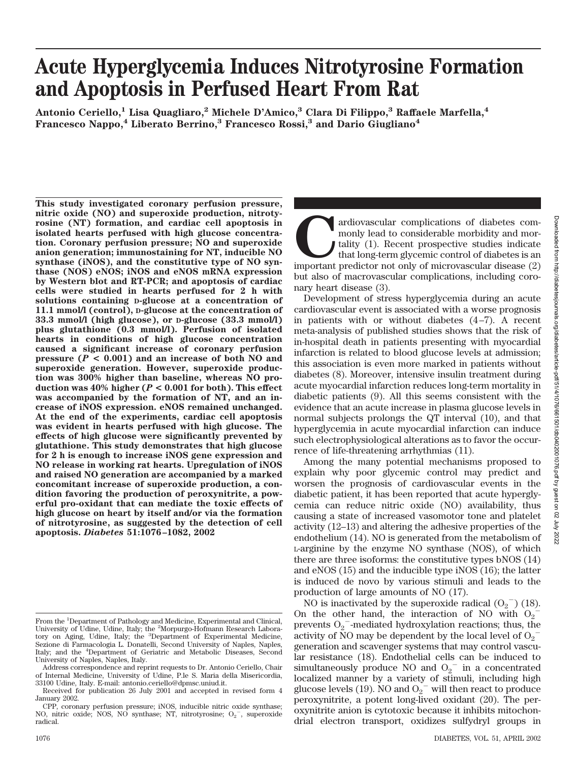# Acute Hyperglycemia Induces Nitrotyrosine Formation and Apoptosis in Perfused Heart From Rat

**Antonio Ceriello,[1] Lisa Quagliaro,[2] Michele D'Amico,[3] Clara Di Filippo,[3] Raffaele Marfella,[4] Francesco Nappo,[4] Liberato Berrino,[3] Francesco Rossi,[3] and Dario Giugliano[4]**

**This study investigated coronary perfusion pressure, nitric oxide (NO) and superoxide production, nitrotyrosine (NT) formation, and cardiac cell apoptosis in isolated hearts perfused with high glucose concentration. Coronary perfusion pressure; NO and superoxide anion generation; immunostaining for NT, inducible NO synthase (iNOS), and the constitutive type of NO synthase (NOS) eNOS; iNOS and eNOS mRNA expression by Western blot and RT-PCR; and apoptosis of cardiac cells were studied in hearts perfused for 2 h with solutions containing D-glucose at a concentration of 11.1 mmol/l (control), D-glucose at the concentration of 33.3 mmol/l (high glucose), or D-glucose (33.3 mmol/l) plus glutathione (0.3 mmol/l). Perfusion of isolated hearts in conditions of high glucose concentration caused a significant increase of coronary perfusion pressure ($P < 0.001$) and an increase of both NO and superoxide generation. However, superoxide production was 300% higher than baseline, whereas NO production was 40% higher ($P < 0.001$ for both). This effect was accompanied by the formation of NT, and an increase of iNOS expression. eNOS remained unchanged. At the end of the experiments, cardiac cell apoptosis was evident in hearts perfused with high glucose. The effects of high glucose were significantly prevented by glutathione. This study demonstrates that high glucose for 2 h is enough to increase iNOS gene expression and NO release in working rat hearts. Upregulation of iNOS and raised NO generation are accompanied by a marked concomitant increase of superoxide production, a condition favoring the production of peroxynitrite, a powerful pro-oxidant that can mediate the toxic effects of high glucose on heart by itself and/or via the formation of nitrotyrosine, as suggested by the detection of cell apoptosis.** ***Diabetes*** **51:1076–1082, 2002**

Cardiovascular complications of diabetes commonly lead to considerable morbidity and mortality (1). Recent prospective studies indicate that long-term glycemic control of diabetes is an important predictor not only of microvascular disease (2) but also of macrovascular complications, including coronary heart disease (3).

Development of stress hyperglycemia during an acute cardiovascular event is associated with a worse prognosis in patients with or without diabetes (4–7). A recent meta-analysis of published studies shows that the risk of in-hospital death in patients presenting with myocardial infarction is related to blood glucose levels at admission; this association is even more marked in patients without diabetes (8). Moreover, intensive insulin treatment during acute myocardial infarction reduces long-term mortality in diabetic patients (9). All this seems consistent with the evidence that an acute increase in plasma glucose levels in normal subjects prolongs the QT interval (10), and that hyperglycemia in acute myocardial infarction can induce such electrophysiological alterations as to favor the occurrence of life-threatening arrhythmias (11).

Among the many potential mechanisms proposed to explain why poor glycemic control may predict and worsen the prognosis of cardiovascular events in the diabetic patient, it has been reported that acute hyperglycemia can reduce nitric oxide (NO) availability, thus causing a state of increased vasomotor tone and platelet activity (12–13) and altering the adhesive properties of the endothelium (14). NO is generated from the metabolism of L-arginine by the enzyme NO synthase (NOS), of which there are three isoforms: the constitutive types bNOS (14) and eNOS (15) and the inducible type iNOS (16); the latter is induced de novo by various stimuli and leads to the production of large amounts of NO (17).

NO is inactivated by the superoxide radical ($O_2^-$) (18). On the other hand, the interaction of NO with $O_2^-$ prevents $O_2^-$-mediated hydroxylation reactions; thus, the activity of NO may be dependent by the local level of $O_2^-$ generation and scavenger systems that may control vascular resistance (18). Endothelial cells can be induced to simultaneously produce NO and $O_2^-$ in a concentrated localized manner by a variety of stimuli, including high glucose levels (19). NO and $O_2^-$ will then react to produce peroxynitrite, a potent long-lived oxidant (20). The peroxynitrite anion is cytotoxic because it inhibits mitochondrial electron transport, oxidizes sulfydryl groups in

From the [1]Department of Pathology and Medicine, Experimental and Clinical, University of Udine, Udine, Italy; the [2]Morpurgo-Hofmann Research Laboratory on Aging, Udine, Italy; the [3]Department of Experimental Medicine, Sezione di Farmacologia L. Donatelli, Second University of Naples, Naples, Italy; and the [4]Department of Geriatric and Metabolic Diseases, Second University of Naples, Naples, Italy.

Address correspondence and reprint requests to Dr. Antonio Ceriello, Chair of Internal Medicine, University of Udine, P.le S. Maria della Misericordia, 33100 Udine, Italy. E-mail: antonio.ceriello@dpmsc.uniud.it.

Received for publication 26 July 2001 and accepted in revised form 4 January 2002.

CPP, coronary perfusion pressure; iNOS, inducible nitric oxide synthase; NO, nitric oxide; NOS, NO synthase; NT, nitrotyrosine; $O_2^-$, superoxide radical.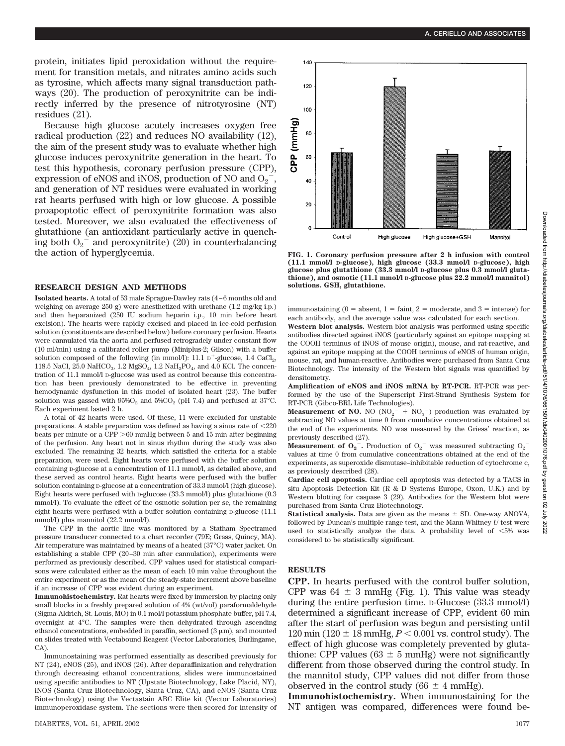protein, initiates lipid peroxidation without the requirement for transition metals, and nitrates amino acids such as tyrosine, which affects many signal transduction pathways (20). The production of peroxynitrite can be indirectly inferred by the presence of nitrotyrosine (NT) residues (21).

Because high glucose acutely increases oxygen free radical production (22) and reduces NO availability (12), the aim of the present study was to evaluate whether high glucose induces peroxynitrite generation in the heart. To test this hypothesis, coronary perfusion pressure (CPP), expression of eNOS and iNOS, production of NO and $O_2^-$, and generation of NT residues were evaluated in working rat hearts perfused with high or low glucose. A possible proapoptotic effect of peroxynitrite formation was also tested. Moreover, we also evaluated the effectiveness of glutathione (an antioxidant particularly active in quenching both $O_2^-$ and peroxynitrite) (20) in counterbalancing the action of hyperglycemia.

## RESEARCH DESIGN AND METHODS

**Isolated hearts.** A total of 53 male Sprague-Dawley rats (4–6 months old and weighing on average 250 g) were anesthetized with urethane (1.2 mg/kg i.p.) and then heparanized (250 IU sodium heparin i.p., 10 min before heart excision). The hearts were rapidly excised and placed in ice-cold perfusion solution (constituents are described below) before coronary perfusion. Hearts were cannulated via the aorta and perfused retrogradely under constant flow (10 ml/min) using a calibrated roller pump (Miniplus-2; Gilson) with a buffer solution composed of the following (in mmol/l): 11.1 D-glucose, 1.4 $CaCl_2$, 118.5 NaCl, 25.0 $NaHCO_3$, 1.2 $MgSO_4$, 1.2 $NaH_2PO_4$, and 4.0 KCl. The concentration of 11.1 mmol/l D-glucose was used as control because this concentration has been previously demonstrated to be effective in preventing hemodynamic dysfunction in this model of isolated heart (23). The buffer solution was gassed with 95%$O_2$ and 5%$CO_2$ (pH 7.4) and perfused at 37°C. Each experiment lasted 2 h.

A total of 42 hearts were used. Of these, 11 were excluded for unstable preparations. A stable preparation was defined as having a sinus rate of <220 beats per minute or a CPP >60 mmHg between 5 and 15 min after beginning of the perfusion. Any heart not in sinus rhythm during the study was also excluded. The remaining 32 hearts, which satisfied the criteria for a stable preparation, were used. Eight hearts were perfused with the buffer solution containing D-glucose at a concentration of 11.1 mmol/l, as detailed above, and these served as control hearts. Eight hearts were perfused with the buffer solution containing D-glucose at a concentration of 33.3 mmol/l (high glucose). Eight hearts were perfused with D-glucose (33.3 mmol/l) plus glutathione (0.3 mmol/l). To evaluate the effect of the osmotic solution per se, the remaining eight hearts were perfused with a buffer solution containing D-glucose (11.1 mmol/l) plus mannitol (22.2 mmol/l).

The CPP in the aortic line was monitored by a Statham Spectramed pressure transducer connected to a chart recorder (79E; Grass, Quincy, MA). Air temperature was maintained by means of a heated (37°C) water jacket. On establishing a stable CPP (20–30 min after cannulation), experiments were performed as previously described. CPP values used for statistical comparisons were calculated either as the mean of each 10 min value throughout the entire experiment or as the mean of the steady-state increment above baseline if an increase of CPP was evident during an experiment.

**Immunohistochemistry.** Rat hearts were fixed by immersion by placing only small blocks in a freshly prepared solution of 4% (wt/vol) paraformaldehyde (Sigma-Aldrich, St. Louis, MO) in 0.1 mol/l potassium phosphate buffer, pH 7.4, overnight at 4°C. The samples were then dehydrated through ascending ethanol concentrations, embedded in paraffin, sectioned (3 μm), and mounted on slides treated with Vectabound Reagent (Vector Laboratories, Burlingame, CA).

Immunostaining was performed essentially as described previously for NT (24), eNOS (25), and iNOS (26). After deparaffinization and rehydration through decreasing ethanol concentrations, slides were immunostained using specific antibodies to NT (Upstate Biotechnology, Lake Placid, NY), iNOS (Santa Cruz Biotechnology, Santa Cruz, CA), and eNOS (Santa Cruz Biotechnology) using the Vectastain ABC Elite kit (Vector Laboratories) immunoperoxidase system. The sections were then scored for intensity of immunostaining (0 = absent, 1 = faint, 2 = moderate, and 3 = intense) for each antibody, and the average value was calculated for each section.

**FIG. 1. Coronary perfusion pressure after 2 h infusion with control (11.1 mmol/l D-glucose), high glucose (33.3 mmol/l D-glucose), high glucose plus glutathione (33.3 mmol/l D-glucose plus 0.3 mmol/l glutathione), and osmotic (11.1 mmol/l D-glucose plus 22.2 mmol/l mannitol) solutions. GSH, glutathione.**

**Western blot analysis.** Western blot analysis was performed using specific antibodies directed against iNOS (particularly against an epitope mapping at the COOH terminus of iNOS of mouse origin), mouse, and rat-reactive, and against an epitope mapping at the COOH terminus of eNOS of human origin, mouse, rat, and human-reactive. Antibodies were purchased from Santa Cruz Biotechnology. The intensity of the Western blot signals was quantified by densitometry.

**Amplification of eNOS and iNOS mRNA by RT-PCR.** RT-PCR was performed by the use of the Superscript First-Strand Synthesis System for RT-PCR (Gibco-BRL Life Technologies).

**Measurement of NO.** NO ($NO_2^-$ + $NO_3^-$) production was evaluated by subtracting NO values at time 0 from cumulative concentrations obtained at the end of the experiments. NO was measured by the Griess' reaction, as previously described (27).

**Measurement of $O_2^-$.** Production of $O_2^-$ was measured subtracting $O_2^-$ values at time 0 from cumulative concentrations obtained at the end of the experiments, as superoxide dismutase–inhibitable reduction of cytochrome c, as previously described (28).

**Cardiac cell apoptosis.** Cardiac cell apoptosis was detected by a TACS in situ Apoptosis Detection Kit (R & D Systems Europe, Oxon, U.K.) and by Western blotting for caspase 3 (29). Antibodies for the Western blot were purchased from Santa Cruz Biotechnology.

**Statistical analysis.** Data are given as the means ± SD. One-way ANOVA, followed by Duncan's multiple range test, and the Mann-Whitney *U* test were used to statistically analyze the data. A probability level of <5% was considered to be statistically significant.

## RESULTS

**CPP.** In hearts perfused with the control buffer solution, CPP was 64 ± 3 mmHg (Fig. 1). This value was steady during the entire perfusion time. D-Glucose (33.3 mmol/l) determined a significant increase of CPP, evident 60 min after the start of perfusion was begun and persisting until 120 min (120 ± 18 mmHg, $P < 0.001$ vs. control study). The effect of high glucose was completely prevented by glutathione: CPP values (63 ± 5 mmHg) were not significantly different from those observed during the control study. In the mannitol study, CPP values did not differ from those observed in the control study (66 ± 4 mmHg).

**Immunohistochemistry.** When immunostaining for the NT antigen was compared, differences were found be-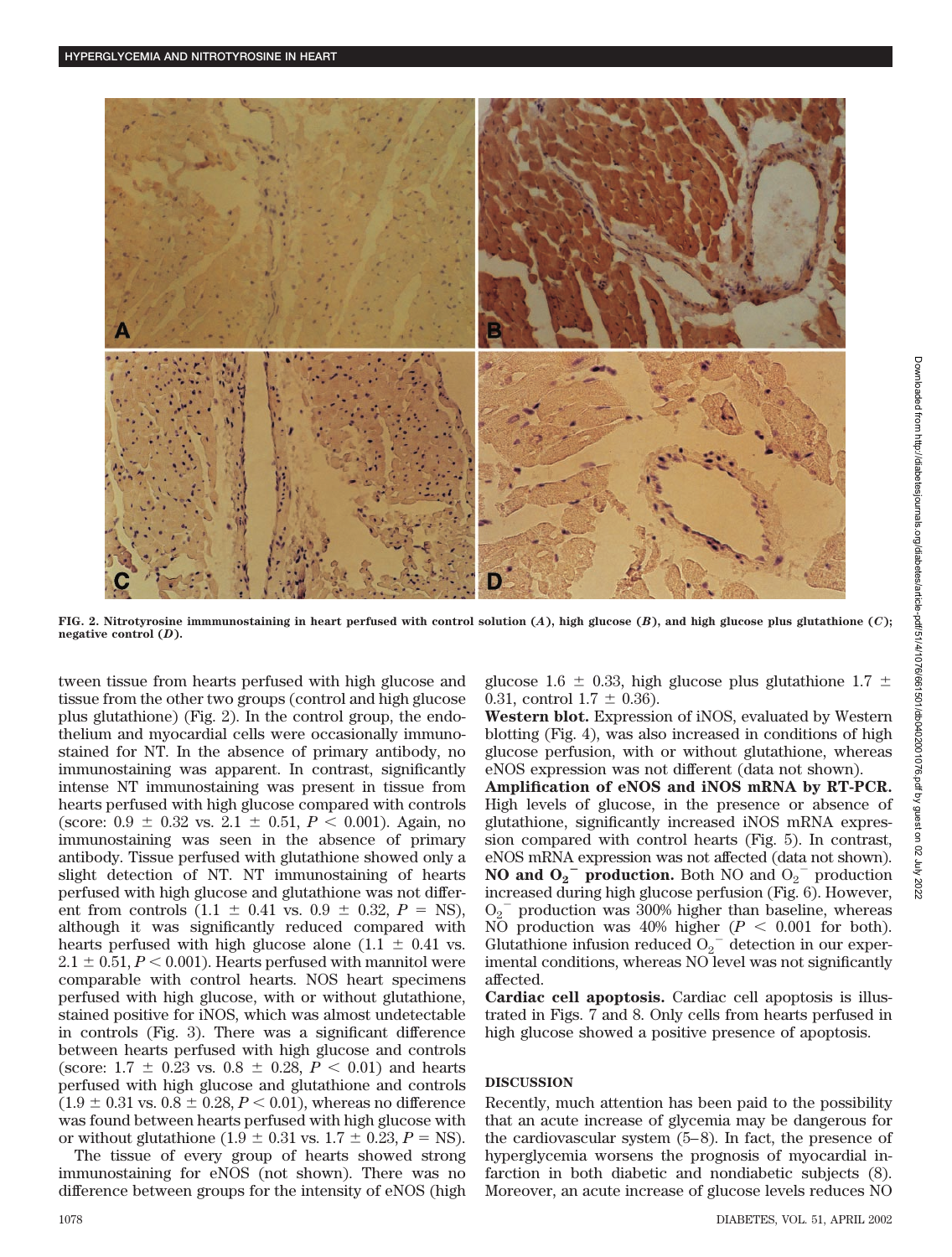FIG. 2. Nitrotyrosine immmunostaining in heart perfused with control solution (*A*), high glucose (*B*), and high glucose plus glutathione (*C*); negative control (*D*).

tween tissue from hearts perfused with high glucose and tissue from the other two groups (control and high glucose plus glutathione) (Fig. 2). In the control group, the endothelium and myocardial cells were occasionally immunostained for NT. In the absence of primary antibody, no immunostaining was apparent. In contrast, significantly intense NT immunostaining was present in tissue from hearts perfused with high glucose compared with controls (score: $0.9 \pm 0.32$ vs. $2.1 \pm 0.51$, $P < 0.001$). Again, no immunostaining was seen in the absence of primary antibody. Tissue perfused with glutathione showed only a slight detection of NT. NT immunostaining of hearts perfused with high glucose and glutathione was not different from controls ($1.1 \pm 0.41$ vs. $0.9 \pm 0.32$, $P$ = NS), although it was significantly reduced compared with hearts perfused with high glucose alone ($1.1 \pm 0.41$ vs. $2.1 \pm 0.51$, $P < 0.001$). Hearts perfused with mannitol were comparable with control hearts. NOS heart specimens perfused with high glucose, with or without glutathione, stained positive for iNOS, which was almost undetectable in controls (Fig. 3). There was a significant difference between hearts perfused with high glucose and controls (score: $1.7 \pm 0.23$ vs. $0.8 \pm 0.28$, $P < 0.01$) and hearts perfused with high glucose and glutathione and controls ($1.9 \pm 0.31$ vs. $0.8 \pm 0.28$, $P < 0.01$), whereas no difference was found between hearts perfused with high glucose with or without glutathione ($1.9 \pm 0.31$ vs. $1.7 \pm 0.23$, $P$ = NS).

The tissue of every group of hearts showed strong immunostaining for eNOS (not shown). There was no difference between groups for the intensity of eNOS (high glucose $1.6 \pm 0.33$, high glucose plus glutathione $1.7 \pm 0.31$, control $1.7 \pm 0.36$).

**Western blot.** Expression of iNOS, evaluated by Western blotting (Fig. 4), was also increased in conditions of high glucose perfusion, with or without glutathione, whereas eNOS expression was not different (data not shown).

**Amplification of eNOS and iNOS mRNA by RT-PCR.** High levels of glucose, in the presence or absence of glutathione, significantly increased iNOS mRNA expression compared with control hearts (Fig. 5). In contrast, eNOS mRNA expression was not affected (data not shown).

**NO and $O_2^-$ production.** Both NO and $O_2^-$ production increased during high glucose perfusion (Fig. 6). However, $O_2^-$ production was 300% higher than baseline, whereas NO production was 40% higher ($P < 0.001$ for both). Glutathione infusion reduced $O_2^-$ detection in our experimental conditions, whereas NO level was not significantly affected.

**Cardiac cell apoptosis.** Cardiac cell apoptosis is illustrated in Figs. 7 and 8. Only cells from hearts perfused in high glucose showed a positive presence of apoptosis.

## DISCUSSION

Recently, much attention has been paid to the possibility that an acute increase of glycemia may be dangerous for the cardiovascular system (5–8). In fact, the presence of hyperglycemia worsens the prognosis of myocardial infarction in both diabetic and nondiabetic subjects (8). Moreover, an acute increase of glucose levels reduces NO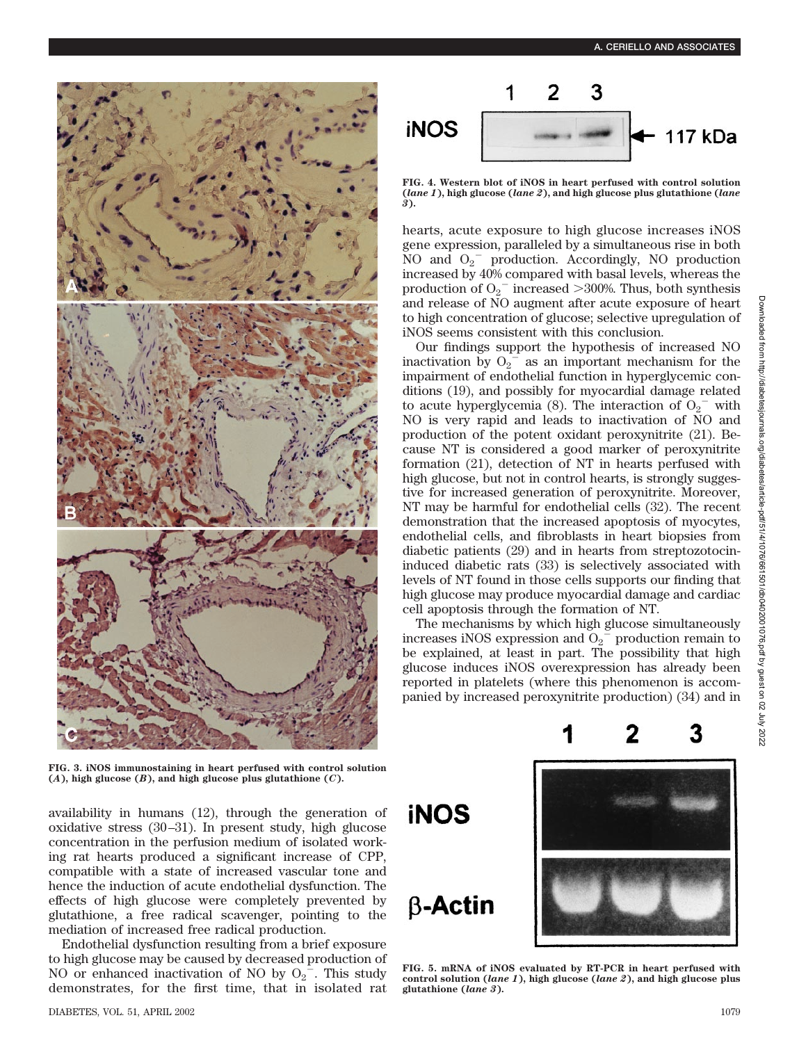FIG. 3. iNOS immunostaining in heart perfused with control solution (*A*), high glucose (*B*), and high glucose plus glutathione (*C*).

FIG. 4. Western blot of iNOS in heart perfused with control solution (*lane 1*), high glucose (*lane 2*), and high glucose plus glutathione (*lane 3*).

availability in humans (12), through the generation of oxidative stress (30–31). In present study, high glucose concentration in the perfusion medium of isolated working rat hearts produced a significant increase of CPP, compatible with a state of increased vascular tone and hence the induction of acute endothelial dysfunction. The effects of high glucose were completely prevented by glutathione, a free radical scavenger, pointing to the mediation of increased free radical production.

Endothelial dysfunction resulting from a brief exposure to high glucose may be caused by decreased production of NO or enhanced inactivation of NO by $O_2^-$. This study demonstrates, for the first time, that in isolated rat hearts, acute exposure to high glucose increases iNOS gene expression, paralleled by a simultaneous rise in both NO and $O_2^-$ production. Accordingly, NO production increased by 40% compared with basal levels, whereas the production of $O_2^-$ increased >300%. Thus, both synthesis and release of NO augment after acute exposure of heart to high concentration of glucose; selective upregulation of iNOS seems consistent with this conclusion.

Our findings support the hypothesis of increased NO inactivation by $O_2^-$ as an important mechanism for the impairment of endothelial function in hyperglycemic conditions (19), and possibly for myocardial damage related to acute hyperglycemia (8). The interaction of $O_2^-$ with NO is very rapid and leads to inactivation of NO and production of the potent oxidant peroxynitrite (21). Because NT is considered a good marker of peroxynitrite formation (21), detection of NT in hearts perfused with high glucose, but not in control hearts, is strongly suggestive for increased generation of peroxynitrite. Moreover, NT may be harmful for endothelial cells (32). The recent demonstration that the increased apoptosis of myocytes, endothelial cells, and fibroblasts in heart biopsies from diabetic patients (29) and in hearts from streptozotocin-induced diabetic rats (33) is selectively associated with levels of NT found in those cells supports our finding that high glucose may produce myocardial damage and cardiac cell apoptosis through the formation of NT.

The mechanisms by which high glucose simultaneously increases iNOS expression and $O_2^-$ production remain to be explained, at least in part. The possibility that high glucose induces iNOS overexpression has already been reported in platelets (where this phenomenon is accompanied by increased peroxynitrite production) (34) and in

FIG. 5. mRNA of iNOS evaluated by RT-PCR in heart perfused with control solution (*lane 1*), high glucose (*lane 2*), and high glucose plus glutathione (*lane 3*).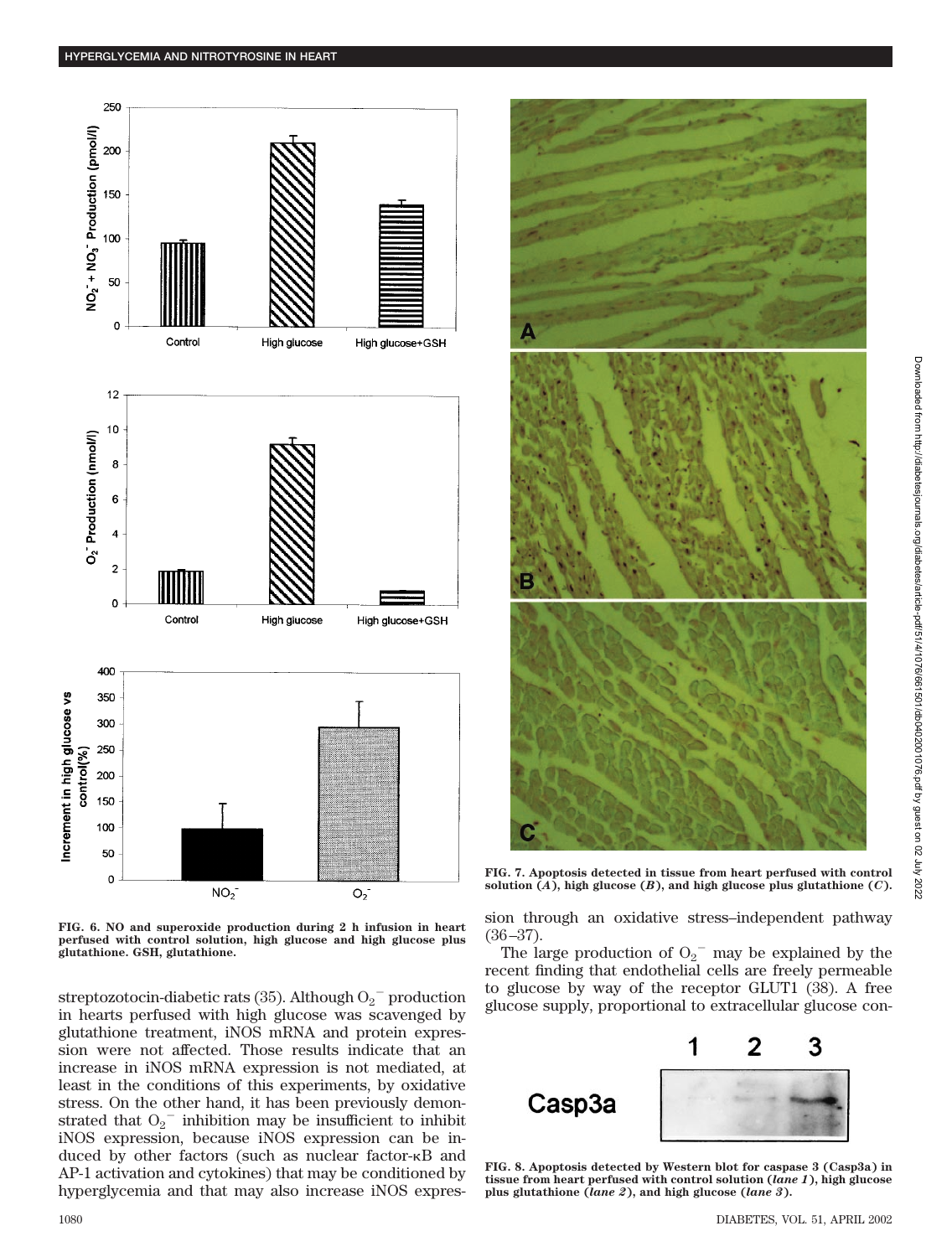FIG. 6. NO and superoxide production during 2 h infusion in heart perfused with control solution, high glucose and high glucose plus glutathione. GSH, glutathione.

streptozotocin-diabetic rats (35). Although $O_2^-$ production in hearts perfused with high glucose was scavenged by glutathione treatment, iNOS mRNA and protein expression were not affected. Those results indicate that an increase in iNOS mRNA expression is not mediated, at least in the conditions of this experiments, by oxidative stress. On the other hand, it has been previously demonstrated that $O_2^-$ inhibition may be insufficient to inhibit iNOS expression, because iNOS expression can be induced by other factors (such as nuclear factor-κB and AP-1 activation and cytokines) that may be conditioned by hyperglycemia and that may also increase iNOS expression through an oxidative stress–independent pathway (36–37).

The large production of $O_2^-$ may be explained by the recent finding that endothelial cells are freely permeable to glucose by way of the receptor GLUT1 (38). A free glucose supply, proportional to extracellular glucose con-

FIG. 7. Apoptosis detected in tissue from heart perfused with control solution (*A*), high glucose (*B*), and high glucose plus glutathione (*C*).

FIG. 8. Apoptosis detected by Western blot for caspase 3 (Casp3a) in tissue from heart perfused with control solution (*lane 1*), high glucose plus glutathione (*lane 2*), and high glucose (*lane 3*).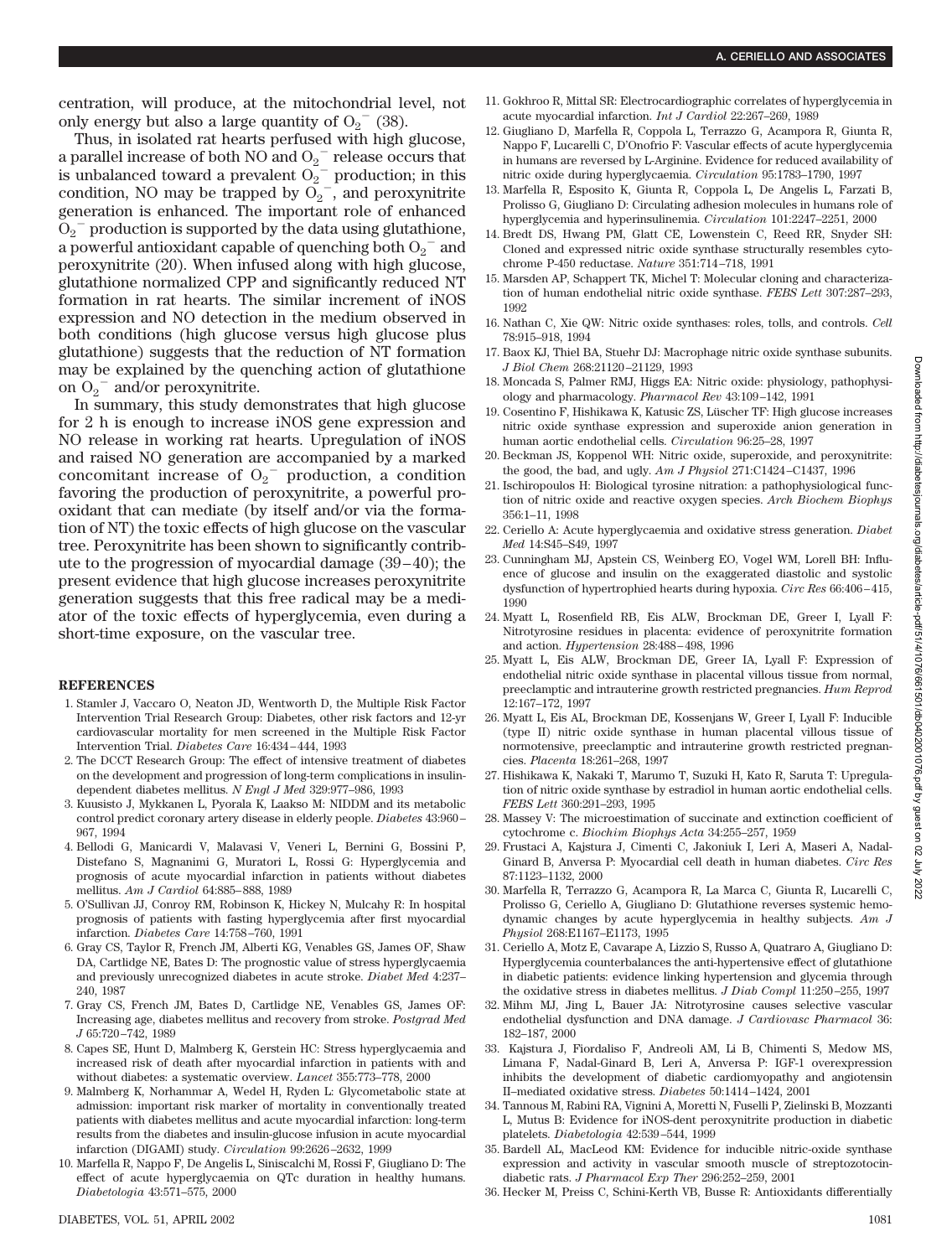centration, will produce, at the mitochondrial level, not only energy but also a large quantity of $O_2^-$ (38).

Thus, in isolated rat hearts perfused with high glucose, a parallel increase of both NO and $O_2^-$ release occurs that is unbalanced toward a prevalent $O_2^-$ production; in this condition, NO may be trapped by $O_2^-$, and peroxynitrite generation is enhanced. The important role of enhanced $O_2^-$ production is supported by the data using glutathione, a powerful antioxidant capable of quenching both $O_2^-$ and peroxynitrite (20). When infused along with high glucose, glutathione normalized CPP and significantly reduced NT formation in rat hearts. The similar increment of iNOS expression and NO detection in the medium observed in both conditions (high glucose versus high glucose plus glutathione) suggests that the reduction of NT formation may be explained by the quenching action of glutathione on $O_2^-$ and/or peroxynitrite.

In summary, this study demonstrates that high glucose for 2 h is enough to increase iNOS gene expression and NO release in working rat hearts. Upregulation of iNOS and raised NO generation are accompanied by a marked concomitant increase of $O_2^-$ production, a condition favoring the production of peroxynitrite, a powerful prooxidant that can mediate (by itself and/or via the formation of NT) the toxic effects of high glucose on the vascular tree. Peroxynitrite has been shown to significantly contribute to the progression of myocardial damage (39–40); the present evidence that high glucose increases peroxynitrite generation suggests that this free radical may be a mediator of the toxic effects of hyperglycemia, even during a short-time exposure, on the vascular tree.

## REFERENCES

1. Stamler J, Vaccaro O, Neaton JD, Wentworth D, the Multiple Risk Factor Intervention Trial Research Group: Diabetes, other risk factors and 12-yr cardiovascular mortality for men screened in the Multiple Risk Factor Intervention Trial. *Diabetes Care* 16:434–444, 1993
2. The DCCT Research Group: The effect of intensive treatment of diabetes on the development and progression of long-term complications in insulin-dependent diabetes mellitus. *N Engl J Med* 329:977–986, 1993
3. Kuusisto J, Mykkanen L, Pyorala K, Laakso M: NIDDM and its metabolic control predict coronary artery disease in elderly people. *Diabetes* 43:960–967, 1994
4. Bellodi G, Manicardi V, Malavasi V, Veneri L, Bernini G, Bossini P, Distefano S, Magnanimi G, Muratori L, Rossi G: Hyperglycemia and prognosis of acute myocardial infarction in patients without diabetes mellitus. *Am J Cardiol* 64:885–888, 1989
5. O'Sullivan JJ, Conroy RM, Robinson K, Hickey N, Mulcahy R: In hospital prognosis of patients with fasting hyperglycemia after first myocardial infarction. *Diabetes Care* 14:758–760, 1991
6. Gray CS, Taylor R, French JM, Alberti KG, Venables GS, James OF, Shaw DA, Cartlidge NE, Bates D: The prognostic value of stress hyperglycaemia and previously unrecognized diabetes in acute stroke. *Diabet Med* 4:237–240, 1987
7. Gray CS, French JM, Bates D, Cartlidge NE, Venables GS, James OF: Increasing age, diabetes mellitus and recovery from stroke. *Postgrad Med J* 65:720–742, 1989
8. Capes SE, Hunt D, Malmberg K, Gerstein HC: Stress hyperglycaemia and increased risk of death after myocardial infarction in patients with and without diabetes: a systematic overview. *Lancet* 355:773–778, 2000
9. Malmberg K, Norhammar A, Wedel H, Ryden L: Glycometabolic state at admission: important risk marker of mortality in conventionally treated patients with diabetes mellitus and acute myocardial infarction: long-term results from the diabetes and insulin-glucose infusion in acute myocardial infarction (DIGAMI) study. *Circulation* 99:2626–2632, 1999
10. Marfella R, Nappo F, De Angelis L, Siniscalchi M, Rossi F, Giugliano D: The effect of acute hyperglycaemia on QTc duration in healthy humans. *Diabetologia* 43:571–575, 2000
11. Gokhroo R, Mittal SR: Electrocardiographic correlates of hyperglycemia in acute myocardial infarction. *Int J Cardiol* 22:267–269, 1989
12. Giugliano D, Marfella R, Coppola L, Terrazzo G, Acampora R, Giunta R, Nappo F, Lucarelli C, D'Onofrio F: Vascular effects of acute hyperglycemia in humans are reversed by L-Arginine. Evidence for reduced availability of nitric oxide during hyperglycaemia. *Circulation* 95:1783–1790, 1997
13. Marfella R, Esposito K, Giunta R, Coppola L, De Angelis L, Farzati B, Prolisso G, Giugliano D: Circulating adhesion molecules in humans role of hyperglycemia and hyperinsulinemia. *Circulation* 101:2247–2251, 2000
14. Bredt DS, Hwang PM, Glatt CE, Lowenstein C, Reed RR, Snyder SH: Cloned and expressed nitric oxide synthase structurally resembles cytochrome P-450 reductase. *Nature* 351:714–718, 1991
15. Marsden AP, Schappert TK, Michel T: Molecular cloning and characterization of human endothelial nitric oxide synthase. *FEBS Lett* 307:287–293, 1992
16. Nathan C, Xie QW: Nitric oxide synthases: roles, tolls, and controls. *Cell* 78:915–918, 1994
17. Baox KJ, Thiel BA, Stuehr DJ: Macrophage nitric oxide synthase subunits. *J Biol Chem* 268:21120–21129, 1993
18. Moncada S, Palmer RMJ, Higgs EA: Nitric oxide: physiology, pathophysiology and pharmacology. *Pharmacol Rev* 43:109–142, 1991
19. Cosentino F, Hishikawa K, Katusic ZS, Lüscher TF: High glucose increases nitric oxide synthase expression and superoxide anion generation in human aortic endothelial cells. *Circulation* 96:25–28, 1997
20. Beckman JS, Koppenol WH: Nitric oxide, superoxide, and peroxynitrite: the good, the bad, and ugly. *Am J Physiol* 271:C1424–C1437, 1996
21. Ischiropoulos H: Biological tyrosine nitration: a pathophysiological function of nitric oxide and reactive oxygen species. *Arch Biochem Biophys* 356:1–11, 1998
22. Ceriello A: Acute hyperglycaemia and oxidative stress generation. *Diabet Med* 14:S45–S49, 1997
23. Cunningham MJ, Apstein CS, Weinberg EO, Vogel WM, Lorell BH: Influence of glucose and insulin on the exaggerated diastolic and systolic dysfunction of hypertrophied hearts during hypoxia. *Circ Res* 66:406–415, 1990
24. Myatt L, Rosenfield RB, Eis ALW, Brockman DE, Greer I, Lyall F: Nitrotyrosine residues in placenta: evidence of peroxynitrite formation and action. *Hypertension* 28:488–498, 1996
25. Myatt L, Eis ALW, Brockman DE, Greer IA, Lyall F: Expression of endothelial nitric oxide synthase in placental villous tissue from normal, preeclamptic and intrauterine growth restricted pregnancies. *Hum Reprod* 12:167–172, 1997
26. Myatt L, Eis AL, Brockman DE, Kossenjans W, Greer I, Lyall F: Inducible (type II) nitric oxide synthase in human placental villous tissue of normotensive, preeclamptic and intrauterine growth restricted pregnancies. *Placenta* 18:261–268, 1997
27. Hishikawa K, Nakaki T, Marumo T, Suzuki H, Kato R, Saruta T: Upregulation of nitric oxide synthase by estradiol in human aortic endothelial cells. *FEBS Lett* 360:291–293, 1995
28. Massey V: The microestimation of succinate and extinction coefficient of cytochrome c. *Biochim Biophys Acta* 34:255–257, 1959
29. Frustaci A, Kajstura J, Cimenti C, Jakoniuk I, Leri A, Maseri A, Nadal-Ginard B, Anversa P: Myocardial cell death in human diabetes. *Circ Res* 87:1123–1132, 2000
30. Marfella R, Terrazzo G, Acampora R, La Marca C, Giunta R, Lucarelli C, Prolisso G, Ceriello A, Giugliano D: Glutathione reverses systemic hemodynamic changes by acute hyperglycemia in healthy subjects. *Am J Physiol* 268:E1167–E1173, 1995
31. Ceriello A, Motz E, Cavarape A, Lizzio S, Russo A, Quatraro A, Giugliano D: Hyperglycemia counterbalances the anti-hypertensive effect of glutathione in diabetic patients: evidence linking hypertension and glycemia through the oxidative stress in diabetes mellitus. *J Diab Compl* 11:250–255, 1997
32. Mihm MJ, Jing L, Bauer JA: Nitrotyrosine causes selective vascular endothelial dysfunction and DNA damage. *J Cardiovasc Pharmacol* 36:182–187, 2000
33. Kajstura J, Fiordaliso F, Andreoli AM, Li B, Chimenti S, Medow MS, Limana F, Nadal-Ginard B, Leri A, Anversa P: IGF-1 overexpression inhibits the development of diabetic cardiomyopathy and angiotensin II–mediated oxidative stress. *Diabetes* 50:1414–1424, 2001
34. Tannous M, Rabini RA, Vignini A, Moretti N, Fuselli P, Zielinski B, Mozzanti L, Mutus B: Evidence for iNOS-dent peroxynitrite production in diabetic platelets. *Diabetologia* 42:539–544, 1999
35. Bardell AL, MacLeod KM: Evidence for inducible nitric-oxide synthase expression and activity in vascular smooth muscle of streptozotocin-diabetic rats. *J Pharmacol Exp Ther* 296:252–259, 2001
36. Hecker M, Preiss C, Schini-Kerth VB, Busse R: Antioxidants differentially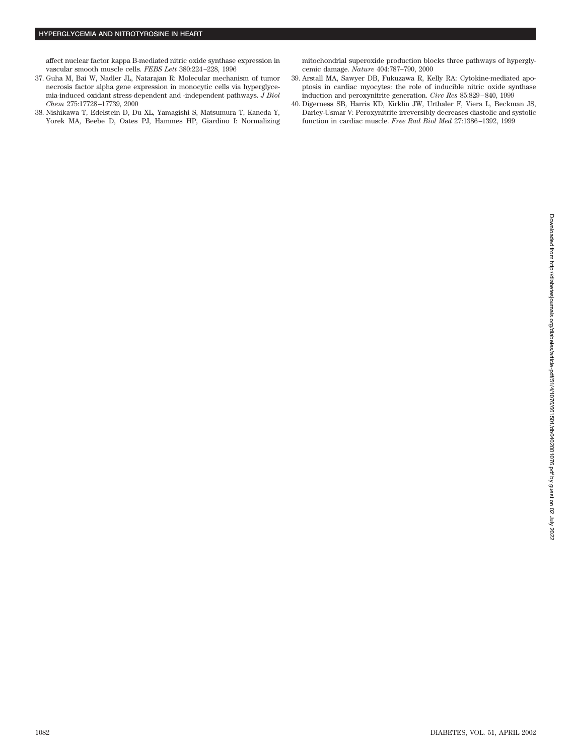affect nuclear factor kappa B-mediated nitric oxide synthase expression in vascular smooth muscle cells. *FEBS Lett* 380:224–228, 1996

37. Guha M, Bai W, Nadler JL, Natarajan R: Molecular mechanism of tumor necrosis factor alpha gene expression in monocytic cells via hyperglycemia-induced oxidant stress-dependent and -independent pathways. *J Biol Chem* 275:17728–17739, 2000
38. Nishikawa T, Edelstein D, Du XL, Yamagishi S, Matsumura T, Kaneda Y, Yorek MA, Beebe D, Oates PJ, Hammes HP, Giardino I: Normalizing mitochondrial superoxide production blocks three pathways of hyperglycemic damage. *Nature* 404:787–790, 2000
39. Arstall MA, Sawyer DB, Fukuzawa R, Kelly RA: Cytokine-mediated apoptosis in cardiac myocytes: the role of inducible nitric oxide synthase induction and peroxynitrite generation. *Circ Res* 85:829–840, 1999
40. Digerness SB, Harris KD, Kirklin JW, Urthaler F, Viera L, Beckman JS, Darley-Usmar V: Peroxynitrite irreversibly decreases diastolic and systolic function in cardiac muscle. *Free Rad Biol Med* 27:1386–1392, 1999